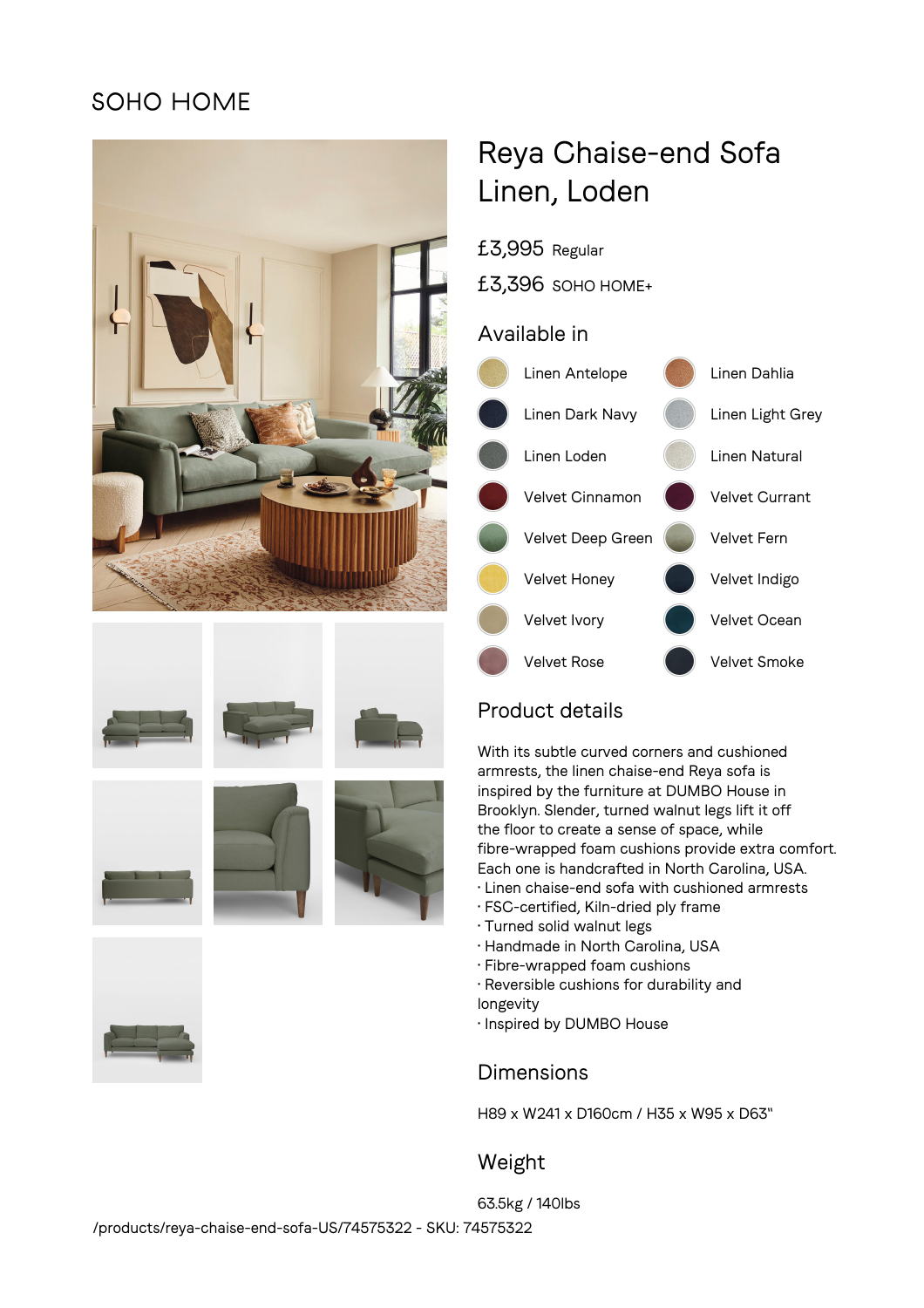SOHO HOME

# Reya Chaise-end Sofa Linen, Loden

£3,995 Regular

£3,396 SOHO HOME+

## Available in

- Linen Antelope
- Linen Dahlia
- Linen Dark Navy
- Linen Light Grey
- Linen Loden
- Linen Natural
- Velvet Cinnamon
- Velvet Currant
- Velvet Deep Green
- Velvet Fern
- Velvet Honey
- Velvet Indigo
- Velvet Ivory
- Velvet Ocean
- Velvet Rose
- Velvet Smoke

## Product details

With its subtle curved corners and cushioned armrests, the linen chaise-end Reya sofa is inspired by the furniture at DUMBO House in Brooklyn. Slender, turned walnut legs lift it off the floor to create a sense of space, while fibre-wrapped foam cushions provide extra comfort. Each one is handcrafted in North Carolina, USA.

- Linen chaise-end sofa with cushioned armrests
- FSC-certified, Kiln-dried ply frame
- Turned solid walnut legs
- Handmade in North Carolina, USA
- Fibre-wrapped foam cushions
- Reversible cushions for durability and longevity
- Inspired by DUMBO House

## Dimensions

H89 x W241 x D160cm / H35 x W95 x D63"

## Weight

63.5kg / 140lbs

/products/reya-chaise-end-sofa-US/74575322 - SKU: 74575322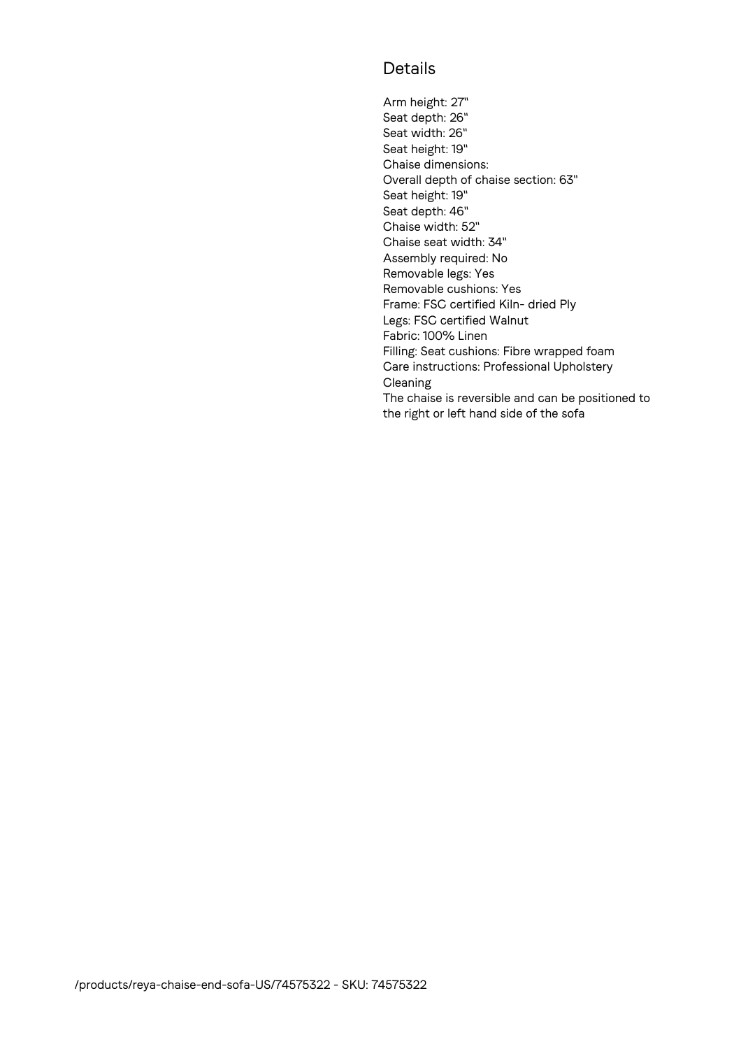## Details

Arm height: 27"
Seat depth: 26"
Seat width: 26"
Seat height: 19"
Chaise dimensions:
Overall depth of chaise section: 63"
Seat height: 19"
Seat depth: 46"
Chaise width: 52"
Chaise seat width: 34"
Assembly required: No
Removable legs: Yes
Removable cushions: Yes
Frame: FSC certified Kiln- dried Ply
Legs: FSC certified Walnut
Fabric: 100% Linen
Filling: Seat cushions: Fibre wrapped foam
Care instructions: Professional Upholstery Cleaning
The chaise is reversible and can be positioned to the right or left hand side of the sofa

/products/reya-chaise-end-sofa-US/74575322 - SKU: 74575322